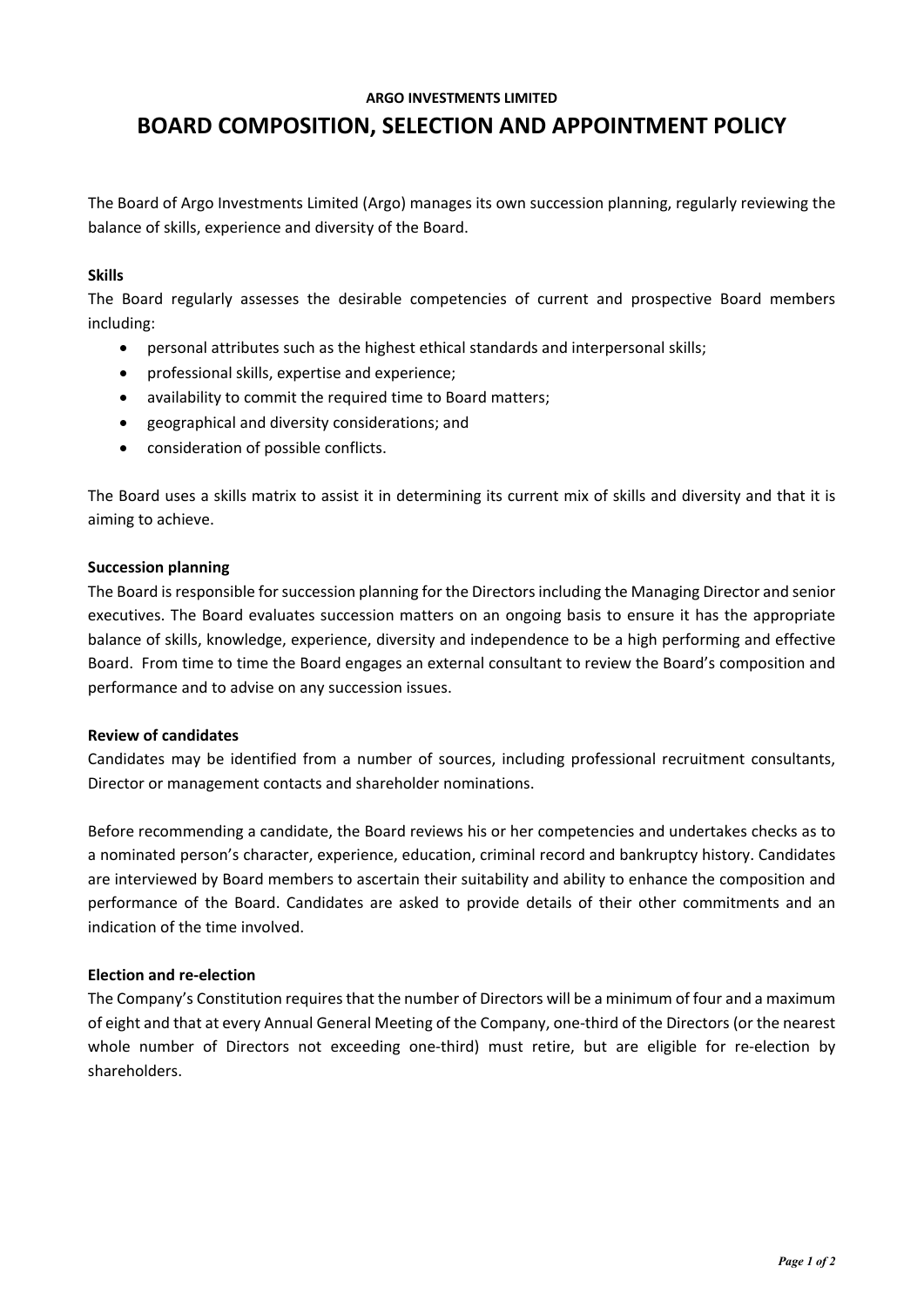**ARGO INVESTMENTS LIMITED**

# BOARD COMPOSITION, SELECTION AND APPOINTMENT POLICY

The Board of Argo Investments Limited (Argo) manages its own succession planning, regularly reviewing the balance of skills, experience and diversity of the Board.

**Skills**

The Board regularly assesses the desirable competencies of current and prospective Board members including:

- personal attributes such as the highest ethical standards and interpersonal skills;
- professional skills, expertise and experience;
- availability to commit the required time to Board matters;
- geographical and diversity considerations; and
- consideration of possible conflicts.

The Board uses a skills matrix to assist it in determining its current mix of skills and diversity and that it is aiming to achieve.

**Succession planning**

The Board is responsible for succession planning for the Directors including the Managing Director and senior executives. The Board evaluates succession matters on an ongoing basis to ensure it has the appropriate balance of skills, knowledge, experience, diversity and independence to be a high performing and effective Board. From time to time the Board engages an external consultant to review the Board's composition and performance and to advise on any succession issues.

**Review of candidates**

Candidates may be identified from a number of sources, including professional recruitment consultants, Director or management contacts and shareholder nominations.

Before recommending a candidate, the Board reviews his or her competencies and undertakes checks as to a nominated person's character, experience, education, criminal record and bankruptcy history. Candidates are interviewed by Board members to ascertain their suitability and ability to enhance the composition and performance of the Board. Candidates are asked to provide details of their other commitments and an indication of the time involved.

**Election and re-election**

The Company's Constitution requires that the number of Directors will be a minimum of four and a maximum of eight and that at every Annual General Meeting of the Company, one-third of the Directors (or the nearest whole number of Directors not exceeding one-third) must retire, but are eligible for re-election by shareholders.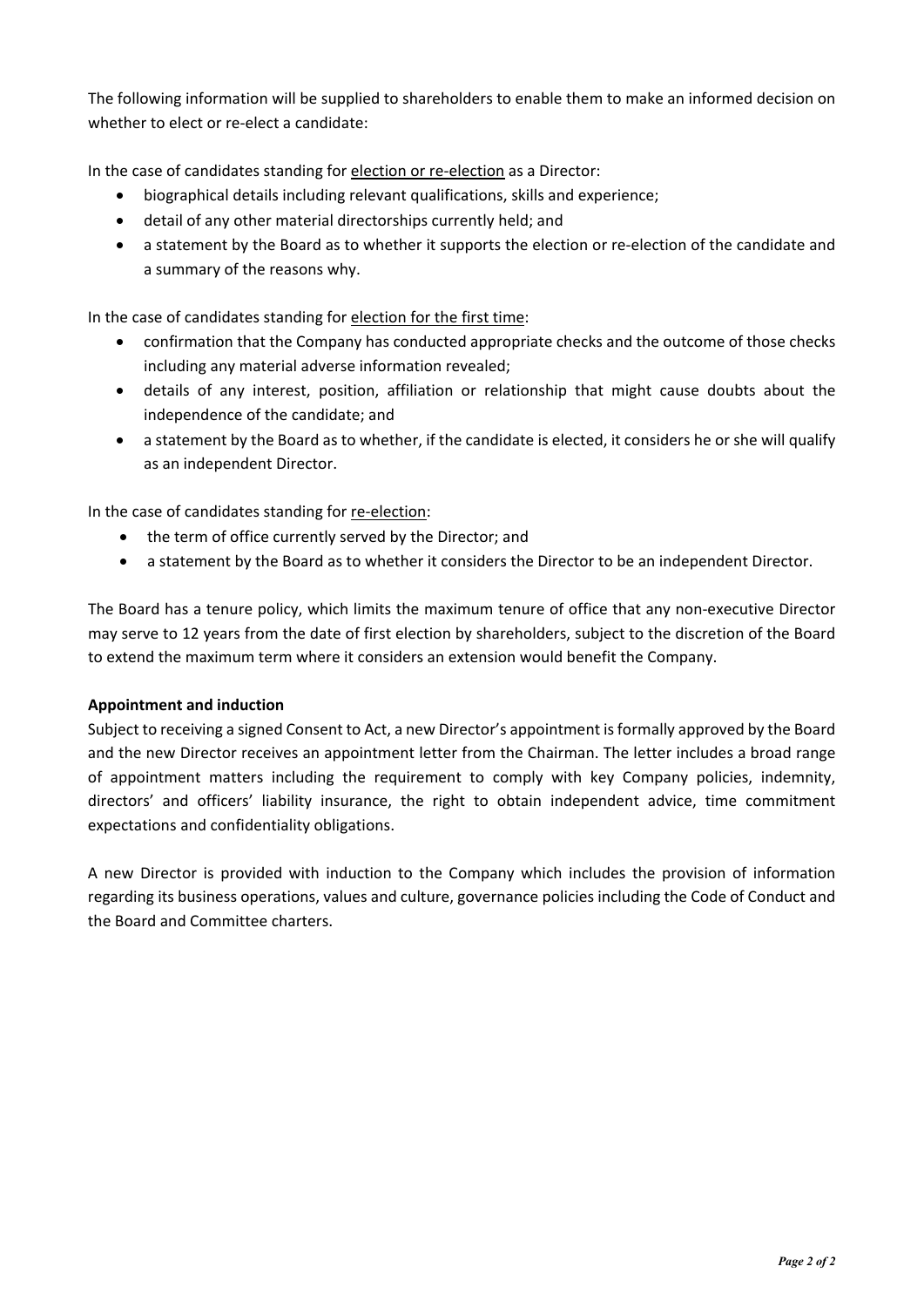The following information will be supplied to shareholders to enable them to make an informed decision on whether to elect or re-elect a candidate:

In the case of candidates standing for election or re-election as a Director:

- biographical details including relevant qualifications, skills and experience;
- detail of any other material directorships currently held; and
- a statement by the Board as to whether it supports the election or re-election of the candidate and a summary of the reasons why.

In the case of candidates standing for election for the first time:

- confirmation that the Company has conducted appropriate checks and the outcome of those checks including any material adverse information revealed;
- details of any interest, position, affiliation or relationship that might cause doubts about the independence of the candidate; and
- a statement by the Board as to whether, if the candidate is elected, it considers he or she will qualify as an independent Director.

In the case of candidates standing for re-election:

- the term of office currently served by the Director; and
- a statement by the Board as to whether it considers the Director to be an independent Director.

The Board has a tenure policy, which limits the maximum tenure of office that any non-executive Director may serve to 12 years from the date of first election by shareholders, subject to the discretion of the Board to extend the maximum term where it considers an extension would benefit the Company.

**Appointment and induction**

Subject to receiving a signed Consent to Act, a new Director's appointment is formally approved by the Board and the new Director receives an appointment letter from the Chairman. The letter includes a broad range of appointment matters including the requirement to comply with key Company policies, indemnity, directors' and officers' liability insurance, the right to obtain independent advice, time commitment expectations and confidentiality obligations.

A new Director is provided with induction to the Company which includes the provision of information regarding its business operations, values and culture, governance policies including the Code of Conduct and the Board and Committee charters.